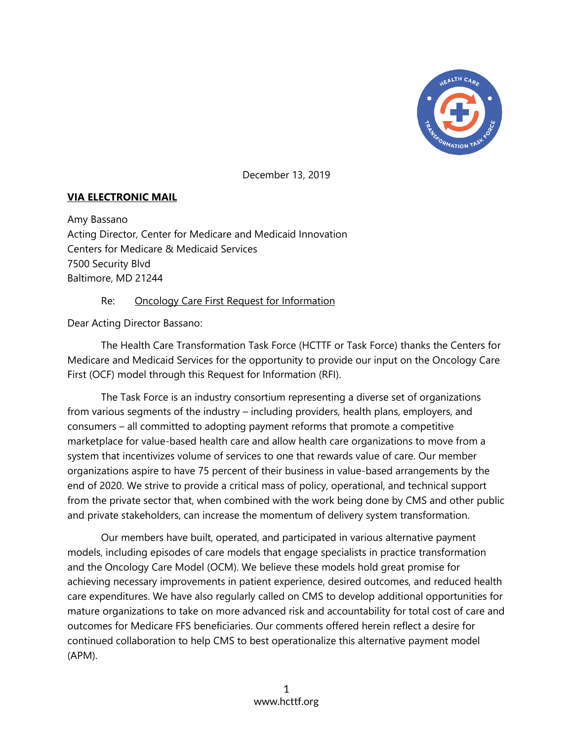December 13, 2019

**VIA ELECTRONIC MAIL**

Amy Bassano
Acting Director, Center for Medicare and Medicaid Innovation
Centers for Medicare & Medicaid Services
7500 Security Blvd
Baltimore, MD 21244

Re: Oncology Care First Request for Information

Dear Acting Director Bassano:

The Health Care Transformation Task Force (HCTTF or Task Force) thanks the Centers for Medicare and Medicaid Services for the opportunity to provide our input on the Oncology Care First (OCF) model through this Request for Information (RFI).

The Task Force is an industry consortium representing a diverse set of organizations from various segments of the industry – including providers, health plans, employers, and consumers – all committed to adopting payment reforms that promote a competitive marketplace for value-based health care and allow health care organizations to move from a system that incentivizes volume of services to one that rewards value of care. Our member organizations aspire to have 75 percent of their business in value-based arrangements by the end of 2020. We strive to provide a critical mass of policy, operational, and technical support from the private sector that, when combined with the work being done by CMS and other public and private stakeholders, can increase the momentum of delivery system transformation.

Our members have built, operated, and participated in various alternative payment models, including episodes of care models that engage specialists in practice transformation and the Oncology Care Model (OCM). We believe these models hold great promise for achieving necessary improvements in patient experience, desired outcomes, and reduced health care expenditures. We have also regularly called on CMS to develop additional opportunities for mature organizations to take on more advanced risk and accountability for total cost of care and outcomes for Medicare FFS beneficiaries. Our comments offered herein reflect a desire for continued collaboration to help CMS to best operationalize this alternative payment model (APM).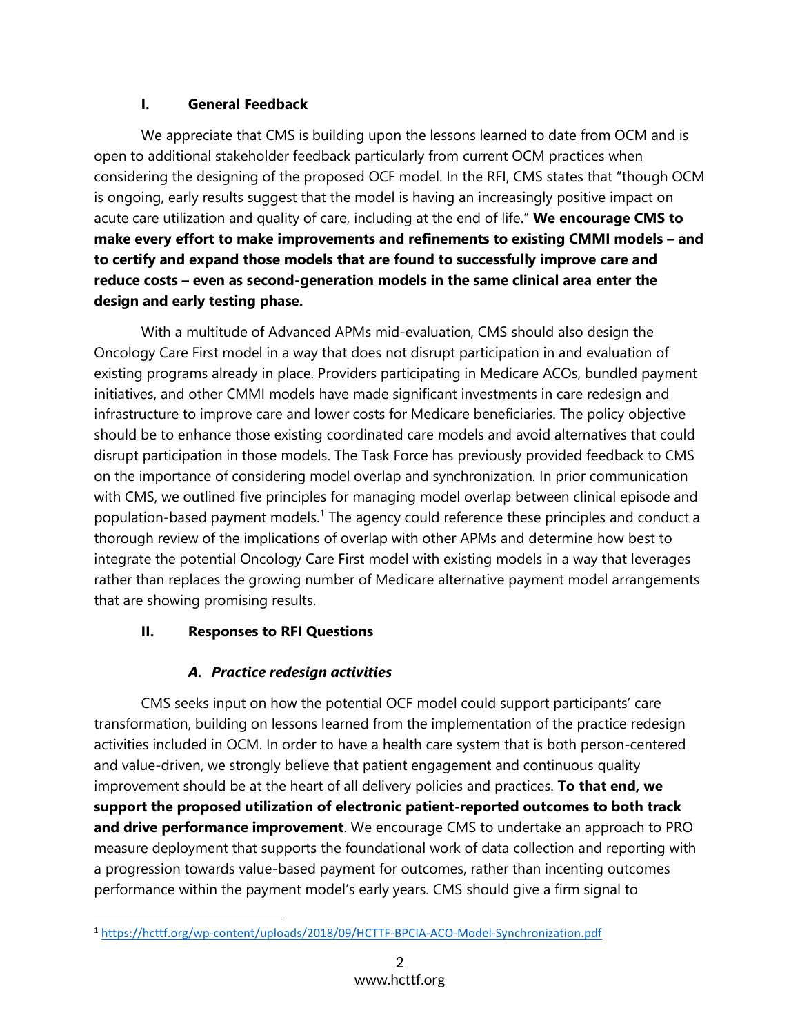## I. General Feedback

We appreciate that CMS is building upon the lessons learned to date from OCM and is open to additional stakeholder feedback particularly from current OCM practices when considering the designing of the proposed OCF model. In the RFI, CMS states that "though OCM is ongoing, early results suggest that the model is having an increasingly positive impact on acute care utilization and quality of care, including at the end of life." **We encourage CMS to make every effort to make improvements and refinements to existing CMMI models – and to certify and expand those models that are found to successfully improve care and reduce costs – even as second-generation models in the same clinical area enter the design and early testing phase.**

With a multitude of Advanced APMs mid-evaluation, CMS should also design the Oncology Care First model in a way that does not disrupt participation in and evaluation of existing programs already in place. Providers participating in Medicare ACOs, bundled payment initiatives, and other CMMI models have made significant investments in care redesign and infrastructure to improve care and lower costs for Medicare beneficiaries. The policy objective should be to enhance those existing coordinated care models and avoid alternatives that could disrupt participation in those models. The Task Force has previously provided feedback to CMS on the importance of considering model overlap and synchronization. In prior communication with CMS, we outlined five principles for managing model overlap between clinical episode and population-based payment models.[1] The agency could reference these principles and conduct a thorough review of the implications of overlap with other APMs and determine how best to integrate the potential Oncology Care First model with existing models in a way that leverages rather than replaces the growing number of Medicare alternative payment model arrangements that are showing promising results.

## II. Responses to RFI Questions

### *A. Practice redesign activities*

CMS seeks input on how the potential OCF model could support participants' care transformation, building on lessons learned from the implementation of the practice redesign activities included in OCM. In order to have a health care system that is both person-centered and value-driven, we strongly believe that patient engagement and continuous quality improvement should be at the heart of all delivery policies and practices. **To that end, we support the proposed utilization of electronic patient-reported outcomes to both track and drive performance improvement**. We encourage CMS to undertake an approach to PRO measure deployment that supports the foundational work of data collection and reporting with a progression towards value-based payment for outcomes, rather than incenting outcomes performance within the payment model's early years. CMS should give a firm signal to

[1] https://hcttf.org/wp-content/uploads/2018/09/HCTTF-BPCIA-ACO-Model-Synchronization.pdf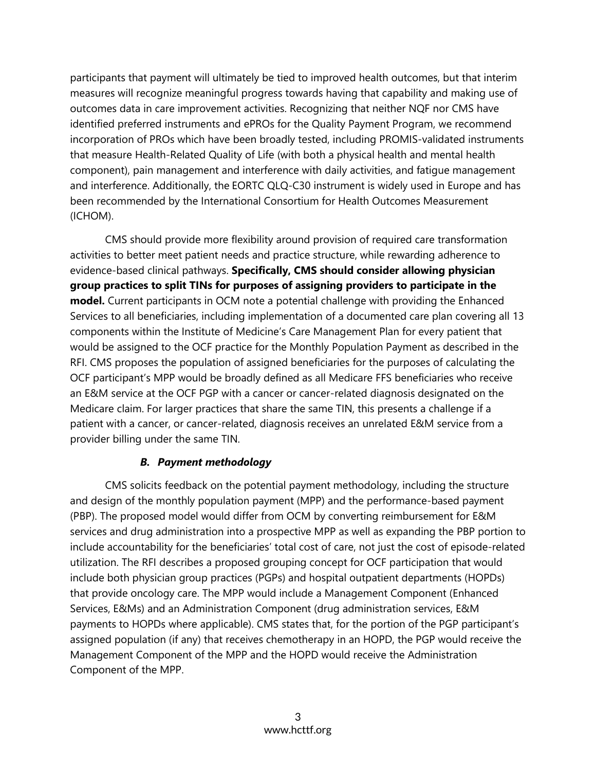participants that payment will ultimately be tied to improved health outcomes, but that interim measures will recognize meaningful progress towards having that capability and making use of outcomes data in care improvement activities. Recognizing that neither NQF nor CMS have identified preferred instruments and ePROs for the Quality Payment Program, we recommend incorporation of PROs which have been broadly tested, including PROMIS-validated instruments that measure Health-Related Quality of Life (with both a physical health and mental health component), pain management and interference with daily activities, and fatigue management and interference. Additionally, the EORTC QLQ-C30 instrument is widely used in Europe and has been recommended by the International Consortium for Health Outcomes Measurement (ICHOM).

CMS should provide more flexibility around provision of required care transformation activities to better meet patient needs and practice structure, while rewarding adherence to evidence-based clinical pathways. **Specifically, CMS should consider allowing physician group practices to split TINs for purposes of assigning providers to participate in the model.** Current participants in OCM note a potential challenge with providing the Enhanced Services to all beneficiaries, including implementation of a documented care plan covering all 13 components within the Institute of Medicine's Care Management Plan for every patient that would be assigned to the OCF practice for the Monthly Population Payment as described in the RFI. CMS proposes the population of assigned beneficiaries for the purposes of calculating the OCF participant's MPP would be broadly defined as all Medicare FFS beneficiaries who receive an E&M service at the OCF PGP with a cancer or cancer-related diagnosis designated on the Medicare claim. For larger practices that share the same TIN, this presents a challenge if a patient with a cancer, or cancer-related, diagnosis receives an unrelated E&M service from a provider billing under the same TIN.

### ***B. Payment methodology***

CMS solicits feedback on the potential payment methodology, including the structure and design of the monthly population payment (MPP) and the performance-based payment (PBP). The proposed model would differ from OCM by converting reimbursement for E&M services and drug administration into a prospective MPP as well as expanding the PBP portion to include accountability for the beneficiaries' total cost of care, not just the cost of episode-related utilization. The RFI describes a proposed grouping concept for OCF participation that would include both physician group practices (PGPs) and hospital outpatient departments (HOPDs) that provide oncology care. The MPP would include a Management Component (Enhanced Services, E&Ms) and an Administration Component (drug administration services, E&M payments to HOPDs where applicable). CMS states that, for the portion of the PGP participant's assigned population (if any) that receives chemotherapy in an HOPD, the PGP would receive the Management Component of the MPP and the HOPD would receive the Administration Component of the MPP.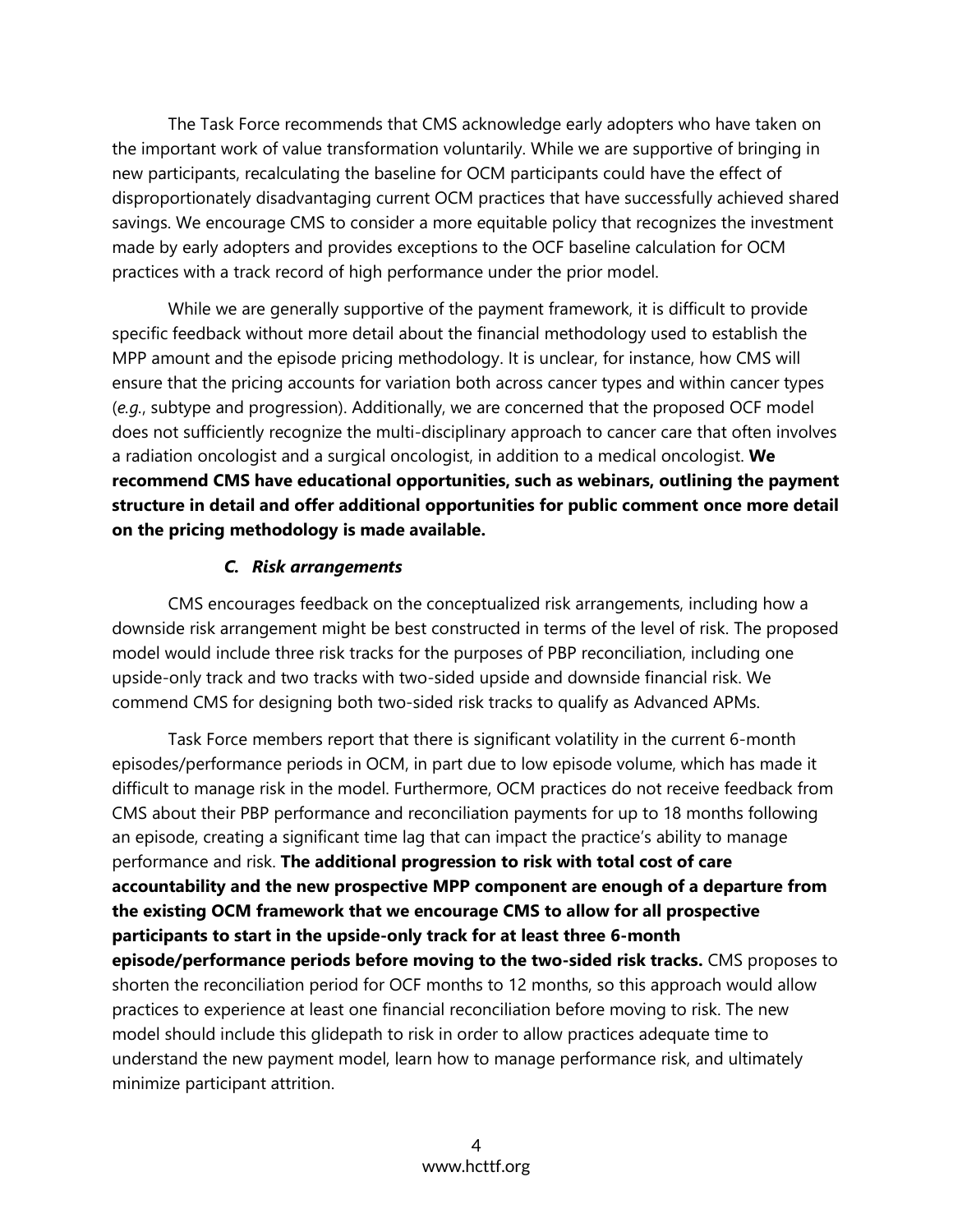The Task Force recommends that CMS acknowledge early adopters who have taken on the important work of value transformation voluntarily. While we are supportive of bringing in new participants, recalculating the baseline for OCM participants could have the effect of disproportionately disadvantaging current OCM practices that have successfully achieved shared savings. We encourage CMS to consider a more equitable policy that recognizes the investment made by early adopters and provides exceptions to the OCF baseline calculation for OCM practices with a track record of high performance under the prior model.

While we are generally supportive of the payment framework, it is difficult to provide specific feedback without more detail about the financial methodology used to establish the MPP amount and the episode pricing methodology. It is unclear, for instance, how CMS will ensure that the pricing accounts for variation both across cancer types and within cancer types (*e.g.*, subtype and progression). Additionally, we are concerned that the proposed OCF model does not sufficiently recognize the multi-disciplinary approach to cancer care that often involves a radiation oncologist and a surgical oncologist, in addition to a medical oncologist. **We recommend CMS have educational opportunities, such as webinars, outlining the payment structure in detail and offer additional opportunities for public comment once more detail on the pricing methodology is made available.**

### *C. Risk arrangements*

CMS encourages feedback on the conceptualized risk arrangements, including how a downside risk arrangement might be best constructed in terms of the level of risk. The proposed model would include three risk tracks for the purposes of PBP reconciliation, including one upside-only track and two tracks with two-sided upside and downside financial risk. We commend CMS for designing both two-sided risk tracks to qualify as Advanced APMs.

Task Force members report that there is significant volatility in the current 6-month episodes/performance periods in OCM, in part due to low episode volume, which has made it difficult to manage risk in the model. Furthermore, OCM practices do not receive feedback from CMS about their PBP performance and reconciliation payments for up to 18 months following an episode, creating a significant time lag that can impact the practice's ability to manage performance and risk. **The additional progression to risk with total cost of care accountability and the new prospective MPP component are enough of a departure from the existing OCM framework that we encourage CMS to allow for all prospective participants to start in the upside-only track for at least three 6-month episode/performance periods before moving to the two-sided risk tracks.** CMS proposes to shorten the reconciliation period for OCF months to 12 months, so this approach would allow practices to experience at least one financial reconciliation before moving to risk. The new model should include this glidepath to risk in order to allow practices adequate time to understand the new payment model, learn how to manage performance risk, and ultimately minimize participant attrition.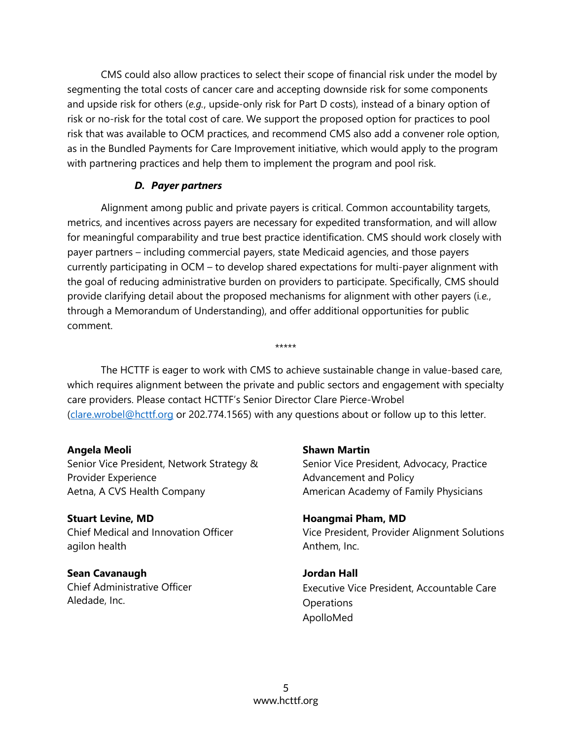CMS could also allow practices to select their scope of financial risk under the model by segmenting the total costs of cancer care and accepting downside risk for some components and upside risk for others (*e.g.*, upside-only risk for Part D costs), instead of a binary option of risk or no-risk for the total cost of care. We support the proposed option for practices to pool risk that was available to OCM practices, and recommend CMS also add a convener role option, as in the Bundled Payments for Care Improvement initiative, which would apply to the program with partnering practices and help them to implement the program and pool risk.

### *D. Payer partners*

Alignment among public and private payers is critical. Common accountability targets, metrics, and incentives across payers are necessary for expedited transformation, and will allow for meaningful comparability and true best practice identification. CMS should work closely with payer partners – including commercial payers, state Medicaid agencies, and those payers currently participating in OCM – to develop shared expectations for multi-payer alignment with the goal of reducing administrative burden on providers to participate. Specifically, CMS should provide clarifying detail about the proposed mechanisms for alignment with other payers (*i.e.*, through a Memorandum of Understanding), and offer additional opportunities for public comment.

*****

The HCTTF is eager to work with CMS to achieve sustainable change in value-based care, which requires alignment between the private and public sectors and engagement with specialty care providers. Please contact HCTTF's Senior Director Clare Pierce-Wrobel (clare.wrobel@hcttf.org or 202.774.1565) with any questions about or follow up to this letter.

**Angela Meoli**
Senior Vice President, Network Strategy & Provider Experience
Aetna, A CVS Health Company

**Stuart Levine, MD**
Chief Medical and Innovation Officer
agilon health

**Sean Cavanaugh**
Chief Administrative Officer
Aledade, Inc.

**Shawn Martin**
Senior Vice President, Advocacy, Practice Advancement and Policy
American Academy of Family Physicians

**Hoangmai Pham, MD**
Vice President, Provider Alignment Solutions
Anthem, Inc.

**Jordan Hall**
Executive Vice President, Accountable Care Operations
ApolloMed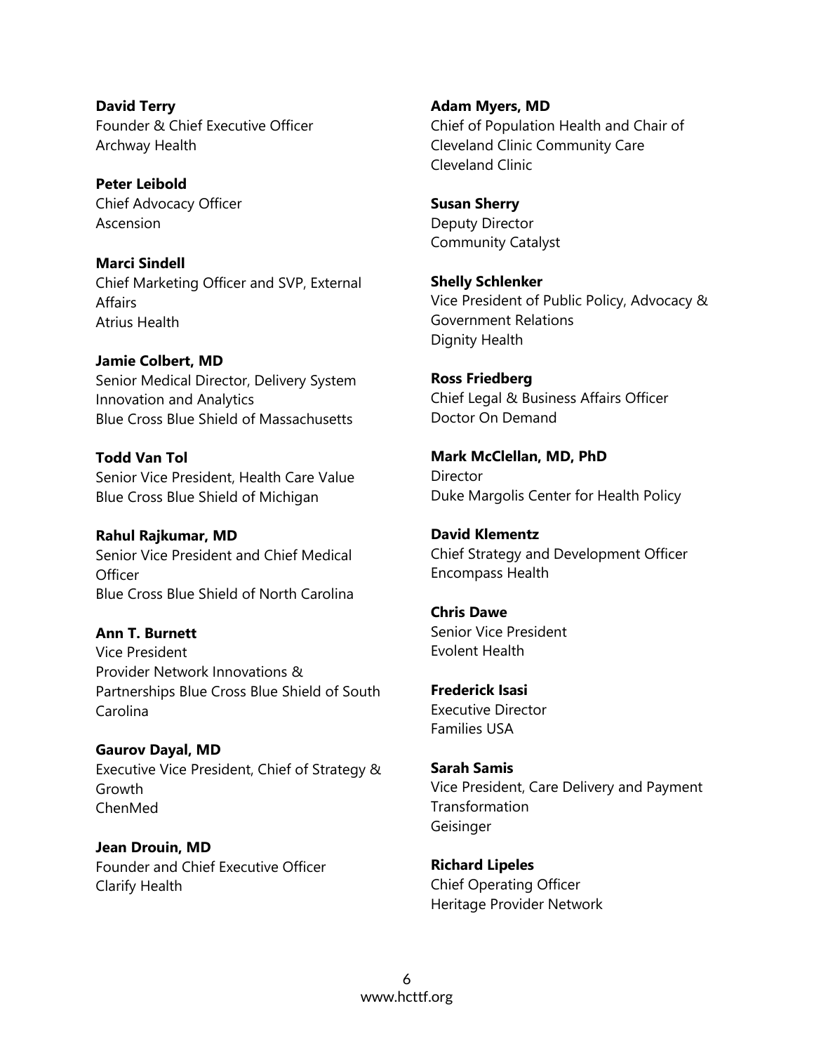**David Terry**
Founder & Chief Executive Officer
Archway Health

**Peter Leibold**
Chief Advocacy Officer
Ascension

**Marci Sindell**
Chief Marketing Officer and SVP, External Affairs
Atrius Health

**Jamie Colbert, MD**
Senior Medical Director, Delivery System Innovation and Analytics
Blue Cross Blue Shield of Massachusetts

**Todd Van Tol**
Senior Vice President, Health Care Value
Blue Cross Blue Shield of Michigan

**Rahul Rajkumar, MD**
Senior Vice President and Chief Medical Officer
Blue Cross Blue Shield of North Carolina

**Ann T. Burnett**
Vice President
Provider Network Innovations & Partnerships Blue Cross Blue Shield of South Carolina

**Gaurov Dayal, MD**
Executive Vice President, Chief of Strategy & Growth
ChenMed

**Jean Drouin, MD**
Founder and Chief Executive Officer
Clarify Health

**Adam Myers, MD**
Chief of Population Health and Chair of Cleveland Clinic Community Care
Cleveland Clinic

**Susan Sherry**
Deputy Director
Community Catalyst

**Shelly Schlenker**
Vice President of Public Policy, Advocacy & Government Relations
Dignity Health

**Ross Friedberg**
Chief Legal & Business Affairs Officer
Doctor On Demand

**Mark McClellan, MD, PhD**
Director
Duke Margolis Center for Health Policy

**David Klementz**
Chief Strategy and Development Officer
Encompass Health

**Chris Dawe**
Senior Vice President
Evolent Health

**Frederick Isasi**
Executive Director
Families USA

**Sarah Samis**
Vice President, Care Delivery and Payment Transformation
Geisinger

**Richard Lipeles**
Chief Operating Officer
Heritage Provider Network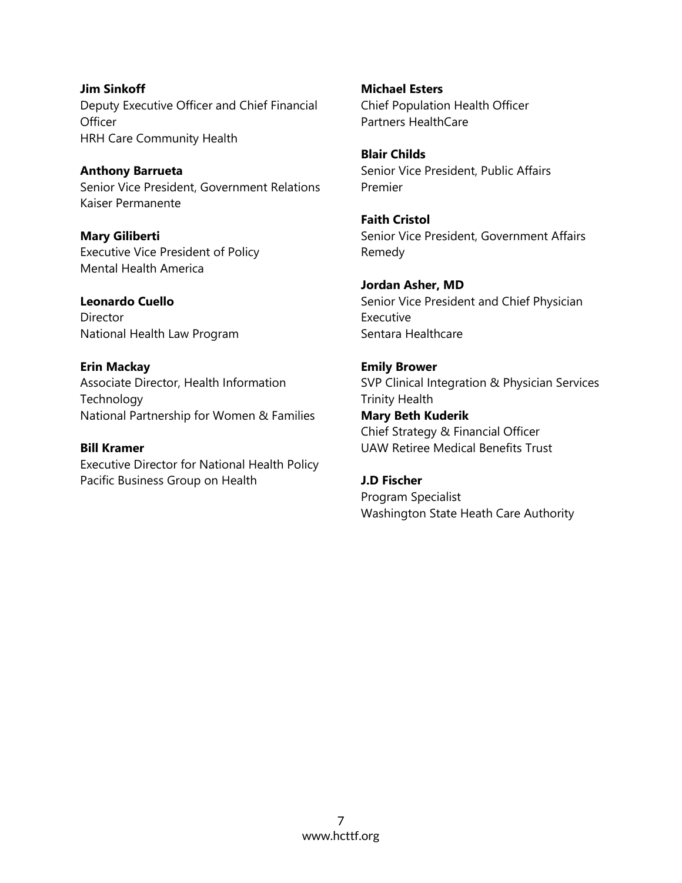**Jim Sinkoff**
Deputy Executive Officer and Chief Financial Officer
HRH Care Community Health

**Anthony Barrueta**
Senior Vice President, Government Relations
Kaiser Permanente

**Mary Giliberti**
Executive Vice President of Policy
Mental Health America

**Leonardo Cuello**
Director
National Health Law Program

**Erin Mackay**
Associate Director, Health Information Technology
National Partnership for Women & Families

**Bill Kramer**
Executive Director for National Health Policy
Pacific Business Group on Health

**Michael Esters**
Chief Population Health Officer
Partners HealthCare

**Blair Childs**
Senior Vice President, Public Affairs
Premier

**Faith Cristol**
Senior Vice President, Government Affairs
Remedy

**Jordan Asher, MD**
Senior Vice President and Chief Physician Executive
Sentara Healthcare

**Emily Brower**
SVP Clinical Integration & Physician Services
Trinity Health

**Mary Beth Kuderik**
Chief Strategy & Financial Officer
UAW Retiree Medical Benefits Trust

**J.D Fischer**
Program Specialist
Washington State Heath Care Authority